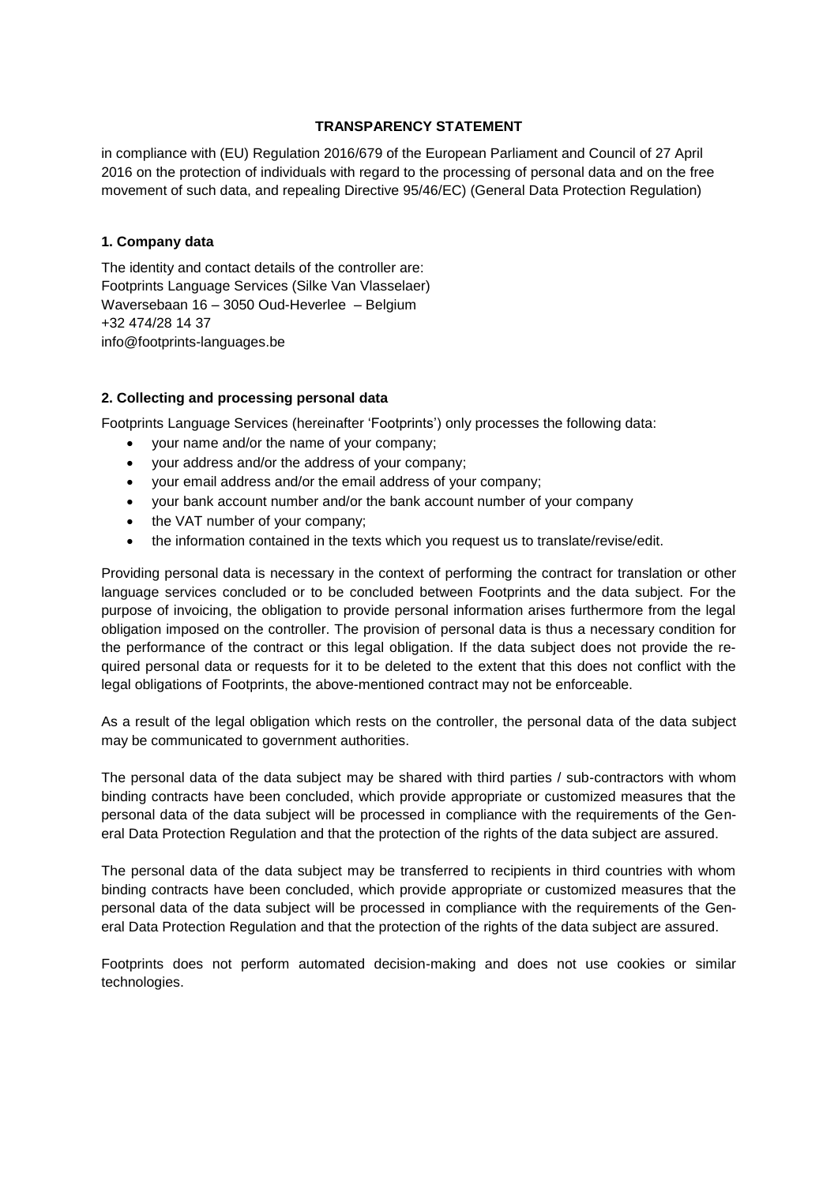**TRANSPARENCY STATEMENT**

in compliance with (EU) Regulation 2016/679 of the European Parliament and Council of 27 April 2016 on the protection of individuals with regard to the processing of personal data and on the free movement of such data, and repealing Directive 95/46/EC) (General Data Protection Regulation)

## 1. Company data

The identity and contact details of the controller are:
Footprints Language Services (Silke Van Vlasselaer)
Waversebaan 16 – 3050 Oud-Heverlee – Belgium
+32 474/28 14 37
info@footprints-languages.be

## 2. Collecting and processing personal data

Footprints Language Services (hereinafter 'Footprints') only processes the following data:

- your name and/or the name of your company;
- your address and/or the address of your company;
- your email address and/or the email address of your company;
- your bank account number and/or the bank account number of your company
- the VAT number of your company;
- the information contained in the texts which you request us to translate/revise/edit.

Providing personal data is necessary in the context of performing the contract for translation or other language services concluded or to be concluded between Footprints and the data subject. For the purpose of invoicing, the obligation to provide personal information arises furthermore from the legal obligation imposed on the controller. The provision of personal data is thus a necessary condition for the performance of the contract or this legal obligation. If the data subject does not provide the required personal data or requests for it to be deleted to the extent that this does not conflict with the legal obligations of Footprints, the above-mentioned contract may not be enforceable.

As a result of the legal obligation which rests on the controller, the personal data of the data subject may be communicated to government authorities.

The personal data of the data subject may be shared with third parties / sub-contractors with whom binding contracts have been concluded, which provide appropriate or customized measures that the personal data of the data subject will be processed in compliance with the requirements of the General Data Protection Regulation and that the protection of the rights of the data subject are assured.

The personal data of the data subject may be transferred to recipients in third countries with whom binding contracts have been concluded, which provide appropriate or customized measures that the personal data of the data subject will be processed in compliance with the requirements of the General Data Protection Regulation and that the protection of the rights of the data subject are assured.

Footprints does not perform automated decision-making and does not use cookies or similar technologies.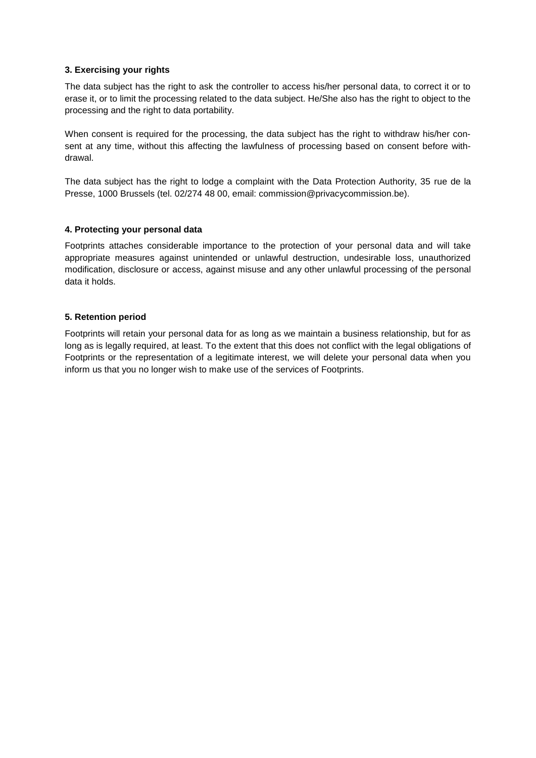### 3. Exercising your rights

The data subject has the right to ask the controller to access his/her personal data, to correct it or to erase it, or to limit the processing related to the data subject. He/She also has the right to object to the processing and the right to data portability.

When consent is required for the processing, the data subject has the right to withdraw his/her consent at any time, without this affecting the lawfulness of processing based on consent before withdrawal.

The data subject has the right to lodge a complaint with the Data Protection Authority, 35 rue de la Presse, 1000 Brussels (tel. 02/274 48 00, email: commission@privacycommission.be).

### 4. Protecting your personal data

Footprints attaches considerable importance to the protection of your personal data and will take appropriate measures against unintended or unlawful destruction, undesirable loss, unauthorized modification, disclosure or access, against misuse and any other unlawful processing of the personal data it holds.

### 5. Retention period

Footprints will retain your personal data for as long as we maintain a business relationship, but for as long as is legally required, at least. To the extent that this does not conflict with the legal obligations of Footprints or the representation of a legitimate interest, we will delete your personal data when you inform us that you no longer wish to make use of the services of Footprints.